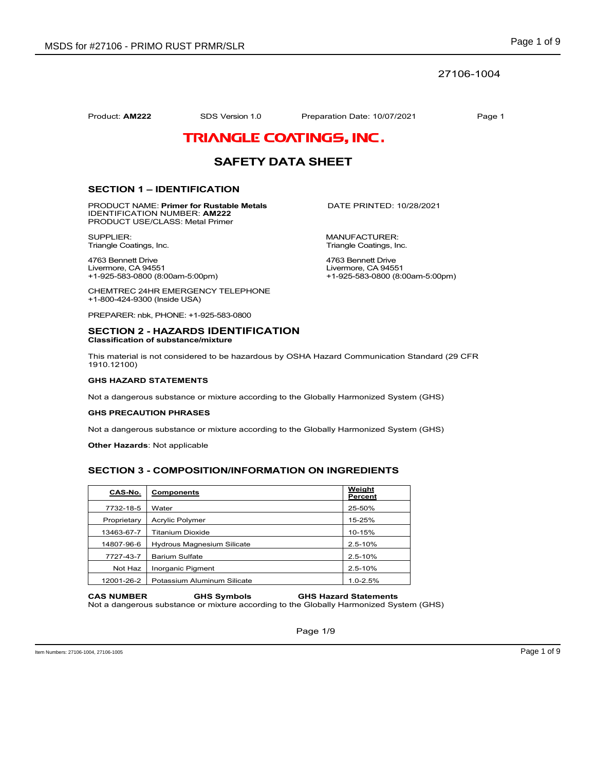27106-1004

Product: **AM222** SDS Version 1.0 Preparation Date: 10/07/2021

# TRIANGLE COATINGS, INC.

# SAFETY DATA SHEET

## SECTION 1 – IDENTIFICATION

PRODUCT NAME: **Primer for Rustable Metals**
IDENTIFICATION NUMBER: **AM222**
PRODUCT USE/CLASS: Metal Primer

DATE PRINTED: 10/28/2021

SUPPLIER:
Triangle Coatings, Inc.

4763 Bennett Drive
Livermore, CA 94551
+1-925-583-0800 (8:00am-5:00pm)

MANUFACTURER:
Triangle Coatings, Inc.

4763 Bennett Drive
Livermore, CA 94551
+1-925-583-0800 (8:00am-5:00pm)

CHEMTREC 24HR EMERGENCY TELEPHONE
+1-800-424-9300 (Inside USA)

PREPARER: nbk, PHONE: +1-925-583-0800

## SECTION 2 - HAZARDS IDENTIFICATION

**Classification of substance/mixture**

This material is not considered to be hazardous by OSHA Hazard Communication Standard (29 CFR 1910.12100)

**GHS HAZARD STATEMENTS**

Not a dangerous substance or mixture according to the Globally Harmonized System (GHS)

**GHS PRECAUTION PHRASES**

Not a dangerous substance or mixture according to the Globally Harmonized System (GHS)

**Other Hazards**: Not applicable

## SECTION 3 - COMPOSITION/INFORMATION ON INGREDIENTS

| CAS-No. | Components | Weight Percent |
|---|---|---|
| 7732-18-5 | Water | 25-50% |
| Proprietary | Acrylic Polymer | 15-25% |
| 13463-67-7 | Titanium Dioxide | 10-15% |
| 14807-96-6 | Hydrous Magnesium Silicate | 2.5-10% |
| 7727-43-7 | Barium Sulfate | 2.5-10% |
| Not Haz | Inorganic Pigment | 2.5-10% |
| 12001-26-2 | Potassium Aluminum Silicate | 1.0-2.5% |

**CAS NUMBER** **GHS Symbols** **GHS Hazard Statements**
Not a dangerous substance or mixture according to the Globally Harmonized System (GHS)

Item Numbers: 27106-1004, 27106-1005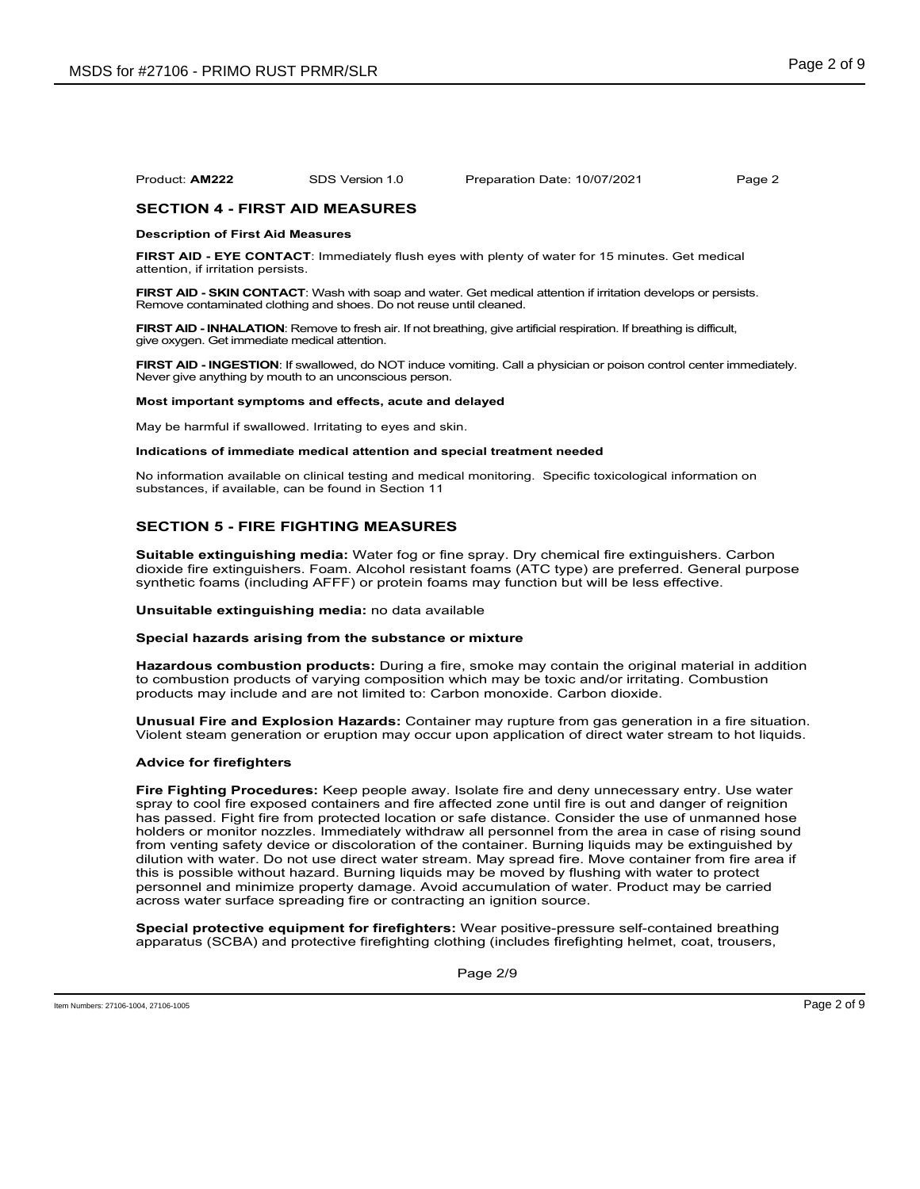Product: **AM222** SDS Version 1.0 Preparation Date: 10/07/2021

## SECTION 4 - FIRST AID MEASURES

**Description of First Aid Measures**

**FIRST AID - EYE CONTACT**: Immediately flush eyes with plenty of water for 15 minutes. Get medical attention, if irritation persists.

**FIRST AID - SKIN CONTACT**: Wash with soap and water. Get medical attention if irritation develops or persists. Remove contaminated clothing and shoes. Do not reuse until cleaned.

**FIRST AID - INHALATION**: Remove to fresh air. If not breathing, give artificial respiration. If breathing is difficult, give oxygen. Get immediate medical attention.

**FIRST AID - INGESTION**: If swallowed, do NOT induce vomiting. Call a physician or poison control center immediately. Never give anything by mouth to an unconscious person.

**Most important symptoms and effects, acute and delayed**

May be harmful if swallowed. Irritating to eyes and skin.

**Indications of immediate medical attention and special treatment needed**

No information available on clinical testing and medical monitoring. Specific toxicological information on substances, if available, can be found in Section 11

## SECTION 5 - FIRE FIGHTING MEASURES

**Suitable extinguishing media:** Water fog or fine spray. Dry chemical fire extinguishers. Carbon dioxide fire extinguishers. Foam. Alcohol resistant foams (ATC type) are preferred. General purpose synthetic foams (including AFFF) or protein foams may function but will be less effective.

**Unsuitable extinguishing media:** no data available

**Special hazards arising from the substance or mixture**

**Hazardous combustion products:** During a fire, smoke may contain the original material in addition to combustion products of varying composition which may be toxic and/or irritating. Combustion products may include and are not limited to: Carbon monoxide. Carbon dioxide.

**Unusual Fire and Explosion Hazards:** Container may rupture from gas generation in a fire situation. Violent steam generation or eruption may occur upon application of direct water stream to hot liquids.

**Advice for firefighters**

**Fire Fighting Procedures:** Keep people away. Isolate fire and deny unnecessary entry. Use water spray to cool fire exposed containers and fire affected zone until fire is out and danger of reignition has passed. Fight fire from protected location or safe distance. Consider the use of unmanned hose holders or monitor nozzles. Immediately withdraw all personnel from the area in case of rising sound from venting safety device or discoloration of the container. Burning liquids may be extinguished by dilution with water. Do not use direct water stream. May spread fire. Move container from fire area if this is possible without hazard. Burning liquids may be moved by flushing with water to protect personnel and minimize property damage. Avoid accumulation of water. Product may be carried across water surface spreading fire or contracting an ignition source.

**Special protective equipment for firefighters:** Wear positive-pressure self-contained breathing apparatus (SCBA) and protective firefighting clothing (includes firefighting helmet, coat, trousers,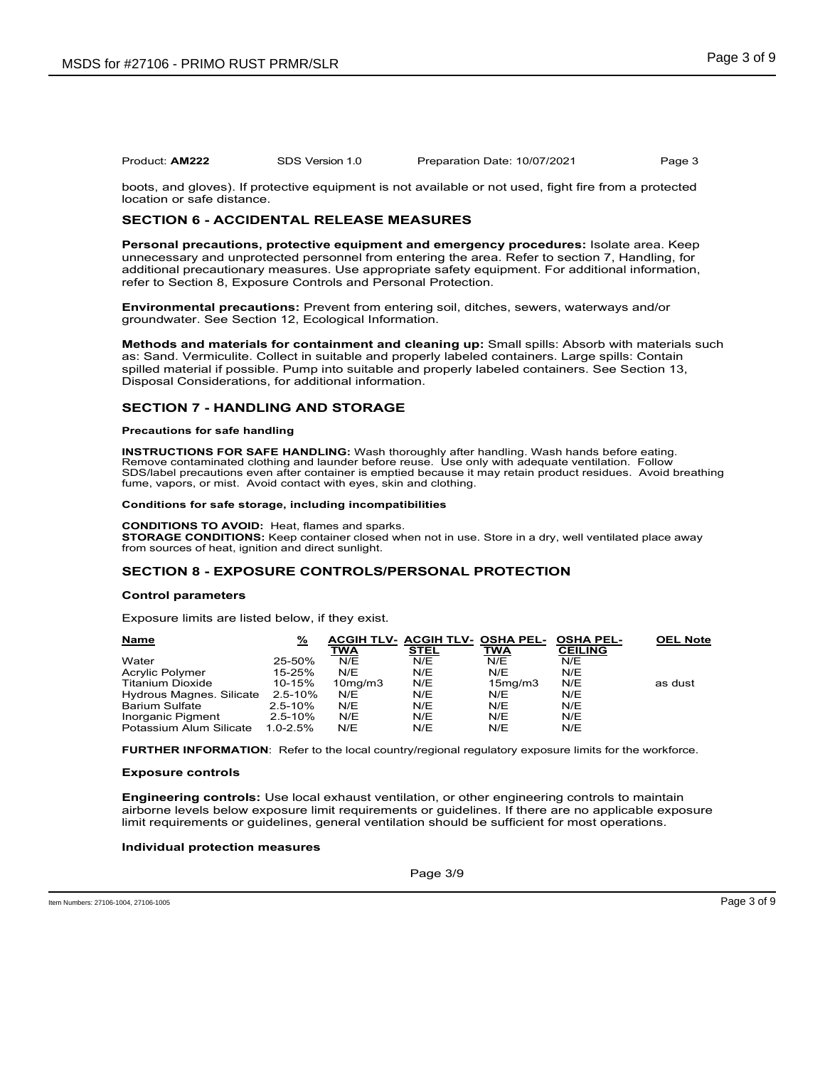boots, and gloves). If protective equipment is not available or not used, fight fire from a protected location or safe distance.

## SECTION 6 - ACCIDENTAL RELEASE MEASURES

**Personal precautions, protective equipment and emergency procedures:** Isolate area. Keep unnecessary and unprotected personnel from entering the area. Refer to section 7, Handling, for additional precautionary measures. Use appropriate safety equipment. For additional information, refer to Section 8, Exposure Controls and Personal Protection.

**Environmental precautions:** Prevent from entering soil, ditches, sewers, waterways and/or groundwater. See Section 12, Ecological Information.

**Methods and materials for containment and cleaning up:** Small spills: Absorb with materials such as: Sand. Vermiculite. Collect in suitable and properly labeled containers. Large spills: Contain spilled material if possible. Pump into suitable and properly labeled containers. See Section 13, Disposal Considerations, for additional information.

## SECTION 7 - HANDLING AND STORAGE

**Precautions for safe handling**

**INSTRUCTIONS FOR SAFE HANDLING:** Wash thoroughly after handling. Wash hands before eating. Remove contaminated clothing and launder before reuse. Use only with adequate ventilation. Follow SDS/label precautions even after container is emptied because it may retain product residues. Avoid breathing fume, vapors, or mist. Avoid contact with eyes, skin and clothing.

**Conditions for safe storage, including incompatibilities**

**CONDITIONS TO AVOID:** Heat, flames and sparks.
**STORAGE CONDITIONS:** Keep container closed when not in use. Store in a dry, well ventilated place away from sources of heat, ignition and direct sunlight.

## SECTION 8 - EXPOSURE CONTROLS/PERSONAL PROTECTION

**Control parameters**

Exposure limits are listed below, if they exist.

| Name | % | ACGIH TLV-TWA | ACGIH TLV-STEL | OSHA PEL-TWA | OSHA PEL-CEILING | OEL Note |
|---|---|---|---|---|---|---|
| Water | 25-50% | N/E | N/E | N/E | N/E | |
| Acrylic Polymer | 15-25% | N/E | N/E | N/E | N/E | |
| Titanium Dioxide | 10-15% | 10mg/m3 | N/E | 15mg/m3 | N/E | as dust |
| Hydrous Magnes. Silicate | 2.5-10% | N/E | N/E | N/E | N/E | |
| Barium Sulfate | 2.5-10% | N/E | N/E | N/E | N/E | |
| Inorganic Pigment | 2.5-10% | N/E | N/E | N/E | N/E | |
| Potassium Alum Silicate | 1.0-2.5% | N/E | N/E | N/E | N/E | |

**FURTHER INFORMATION**: Refer to the local country/regional regulatory exposure limits for the workforce.

**Exposure controls**

**Engineering controls:** Use local exhaust ventilation, or other engineering controls to maintain airborne levels below exposure limit requirements or guidelines. If there are no applicable exposure limit requirements or guidelines, general ventilation should be sufficient for most operations.

**Individual protection measures**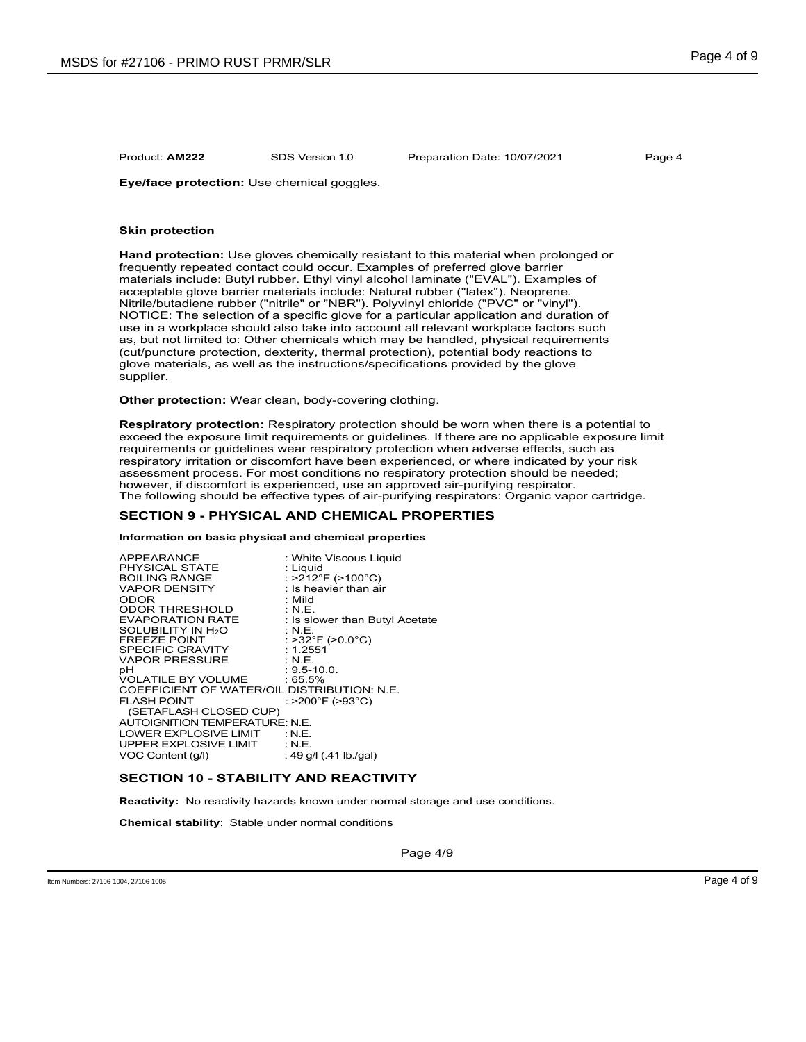**Eye/face protection:** Use chemical goggles.

**Skin protection**

**Hand protection:** Use gloves chemically resistant to this material when prolonged or frequently repeated contact could occur. Examples of preferred glove barrier materials include: Butyl rubber. Ethyl vinyl alcohol laminate ("EVAL"). Examples of acceptable glove barrier materials include: Natural rubber ("latex"). Neoprene. Nitrile/butadiene rubber ("nitrile" or "NBR"). Polyvinyl chloride ("PVC" or "vinyl"). NOTICE: The selection of a specific glove for a particular application and duration of use in a workplace should also take into account all relevant workplace factors such as, but not limited to: Other chemicals which may be handled, physical requirements (cut/puncture protection, dexterity, thermal protection), potential body reactions to glove materials, as well as the instructions/specifications provided by the glove supplier.

**Other protection:** Wear clean, body-covering clothing.

**Respiratory protection:** Respiratory protection should be worn when there is a potential to exceed the exposure limit requirements or guidelines. If there are no applicable exposure limit requirements or guidelines wear respiratory protection when adverse effects, such as respiratory irritation or discomfort have been experienced, or where indicated by your risk assessment process. For most conditions no respiratory protection should be needed; however, if discomfort is experienced, use an approved air-purifying respirator. The following should be effective types of air-purifying respirators: Organic vapor cartridge.

## SECTION 9 - PHYSICAL AND CHEMICAL PROPERTIES

**Information on basic physical and chemical properties**

| Property | Value |
|---|---|
| APPEARANCE | : White Viscous Liquid |
| PHYSICAL STATE | : Liquid |
| BOILING RANGE | : >212°F (>100°C) |
| VAPOR DENSITY | : Is heavier than air |
| ODOR | : Mild |
| ODOR THRESHOLD | : N.E. |
| EVAPORATION RATE | : Is slower than Butyl Acetate |
| SOLUBILITY IN $H_2O$ | : N.E. |
| FREEZE POINT | : >32°F (>0.0°C) |
| SPECIFIC GRAVITY | : 1.2551 |
| VAPOR PRESSURE | : N.E. |
| pH | : 9.5-10.0. |
| VOLATILE BY VOLUME | : 65.5% |
| COEFFICIENT OF WATER/OIL DISTRIBUTION | : N.E. |
| FLASH POINT (SETAFLASH CLOSED CUP) | : >200°F (>93°C) |
| AUTOIGNITION TEMPERATURE | : N.E. |
| LOWER EXPLOSIVE LIMIT | : N.E. |
| UPPER EXPLOSIVE LIMIT | : N.E. |
| VOC Content (g/l) | : 49 g/l (.41 lb./gal) |

## SECTION 10 - STABILITY AND REACTIVITY

**Reactivity:** No reactivity hazards known under normal storage and use conditions.

**Chemical stability**: Stable under normal conditions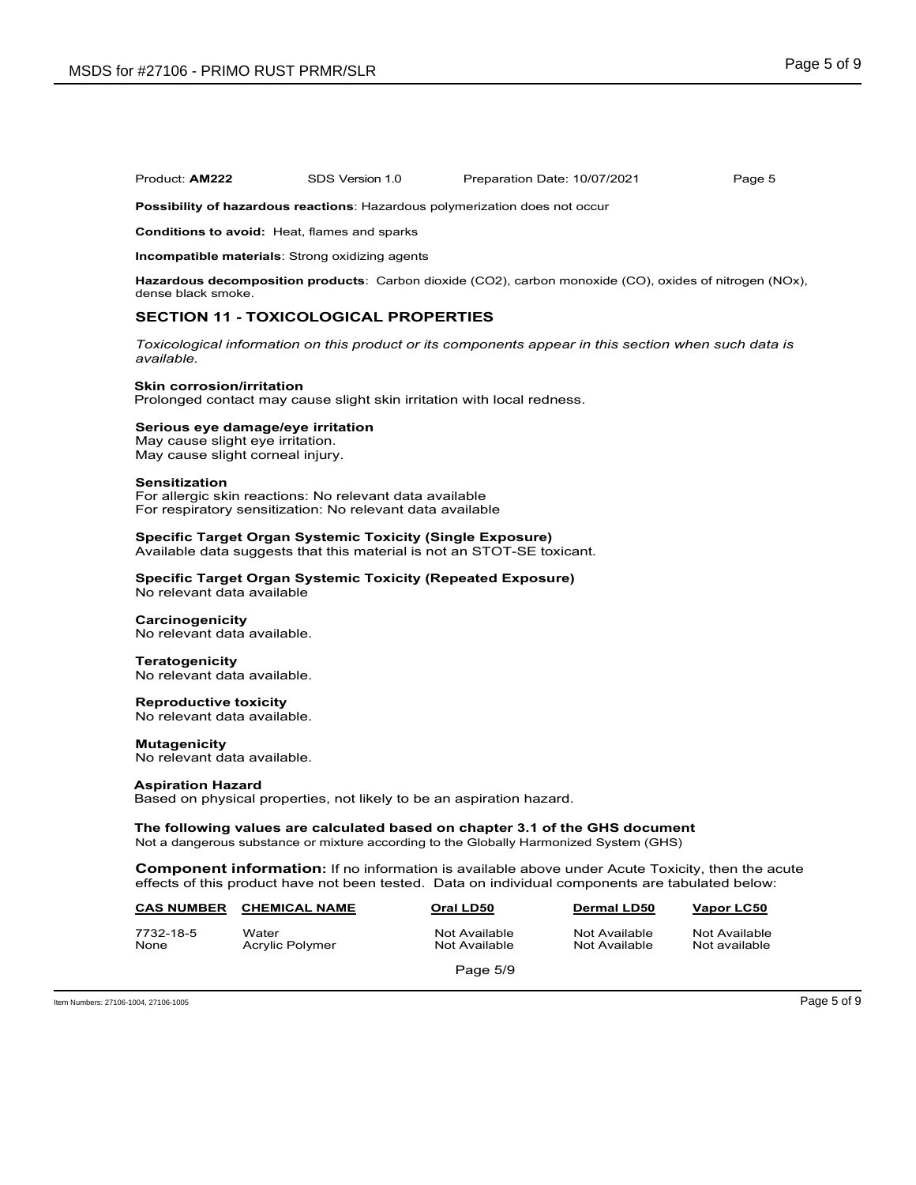Product: **AM222** SDS Version 1.0 Preparation Date: 10/07/2021

**Possibility of hazardous reactions**: Hazardous polymerization does not occur

**Conditions to avoid:** Heat, flames and sparks

**Incompatible materials**: Strong oxidizing agents

**Hazardous decomposition products**: Carbon dioxide ($CO_2$), carbon monoxide (CO), oxides of nitrogen ($NO_x$), dense black smoke.

## SECTION 11 - TOXICOLOGICAL PROPERTIES

*Toxicological information on this product or its components appear in this section when such data is available.*

**Skin corrosion/irritation**
Prolonged contact may cause slight skin irritation with local redness.

**Serious eye damage/eye irritation**
May cause slight eye irritation.
May cause slight corneal injury.

**Sensitization**
For allergic skin reactions: No relevant data available
For respiratory sensitization: No relevant data available

**Specific Target Organ Systemic Toxicity (Single Exposure)**
Available data suggests that this material is not an STOT-SE toxicant.

**Specific Target Organ Systemic Toxicity (Repeated Exposure)**
No relevant data available

**Carcinogenicity**
No relevant data available.

**Teratogenicity**
No relevant data available.

**Reproductive toxicity**
No relevant data available.

**Mutagenicity**
No relevant data available.

**Aspiration Hazard**
Based on physical properties, not likely to be an aspiration hazard.

**The following values are calculated based on chapter 3.1 of the GHS document**
Not a dangerous substance or mixture according to the Globally Harmonized System (GHS)

**Component information:** If no information is available above under Acute Toxicity, then the acute effects of this product have not been tested. Data on individual components are tabulated below:

| CAS NUMBER | CHEMICAL NAME | Oral LD50 | Dermal LD50 | Vapor LC50 |
|---|---|---|---|---|
| 7732-18-5 | Water | Not Available | Not Available | Not Available |
| None | Acrylic Polymer | Not Available | Not Available | Not available |

Item Numbers: 27106-1004, 27106-1005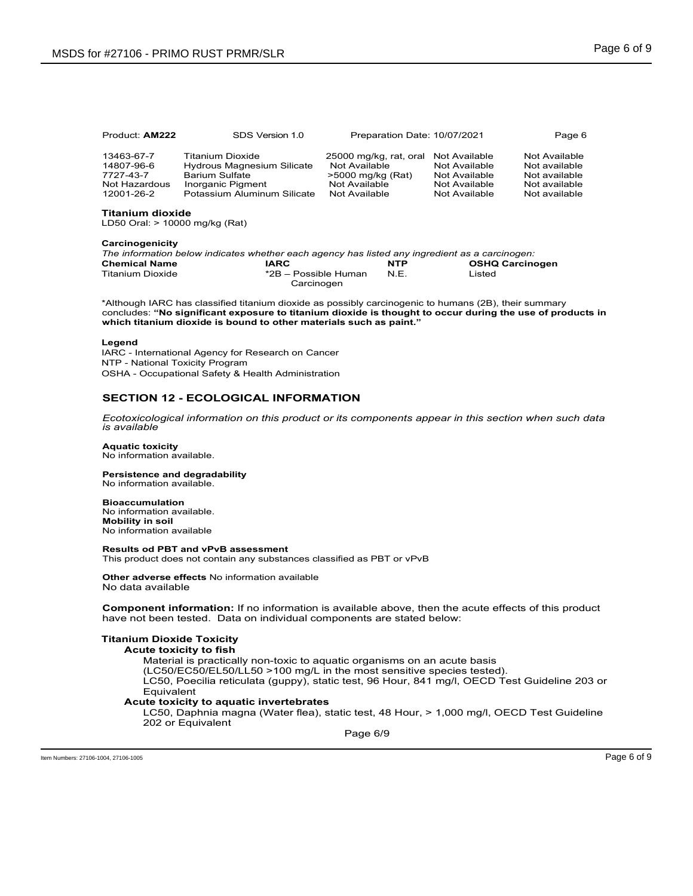Product: **AM222** SDS Version 1.0 Preparation Date: 10/07/2021 Page 6

| | | | | |
|---|---|---|---|---|
| 13463-67-7 | Titanium Dioxide | 25000 mg/kg, rat, oral | Not Available | Not Available |
| 14807-96-6 | Hydrous Magnesium Silicate | Not Available | Not Available | Not available |
| 7727-43-7 | Barium Sulfate | >5000 mg/kg (Rat) | Not Available | Not available |
| Not Hazardous | Inorganic Pigment | Not Available | Not Available | Not available |
| 12001-26-2 | Potassium Aluminum Silicate | Not Available | Not Available | Not available |

**Titanium dioxide**
LD50 Oral: > 10000 mg/kg (Rat)

**Carcinogenicity**

*The information below indicates whether each agency has listed any ingredient as a carcinogen:*

| **Chemical Name** | **IARC** | **NTP** | **OSHQ Carcinogen** |
|---|---|---|---|
| Titanium Dioxide | *2B – Possible Human Carcinogen | N.E. | Listed |

*Although IARC has classified titanium dioxide as possibly carcinogenic to humans (2B), their summary concludes: **"No significant exposure to titanium dioxide is thought to occur during the use of products in which titanium dioxide is bound to other materials such as paint."**

**Legend**
IARC - International Agency for Research on Cancer
NTP - National Toxicity Program
OSHA - Occupational Safety & Health Administration

## SECTION 12 - ECOLOGICAL INFORMATION

*Ecotoxicological information on this product or its components appear in this section when such data is available*

**Aquatic toxicity**
No information available.

**Persistence and degradability**
No information available.

**Bioaccumulation**
No information available.
**Mobility in soil**
No information available

**Results od PBT and vPvB assessment**
This product does not contain any substances classified as PBT or vPvB

**Other adverse effects** No information available
No data available

**Component information:** If no information is available above, then the acute effects of this product have not been tested. Data on individual components are stated below:

**Titanium Dioxide Toxicity**

**Acute toxicity to fish**

Material is practically non-toxic to aquatic organisms on an acute basis (LC50/EC50/EL50/LL50 >100 mg/L in the most sensitive species tested).
LC50, Poecilia reticulata (guppy), static test, 96 Hour, 841 mg/l, OECD Test Guideline 203 or Equivalent

**Acute toxicity to aquatic invertebrates**

LC50, Daphnia magna (Water flea), static test, 48 Hour, > 1,000 mg/l, OECD Test Guideline 202 or Equivalent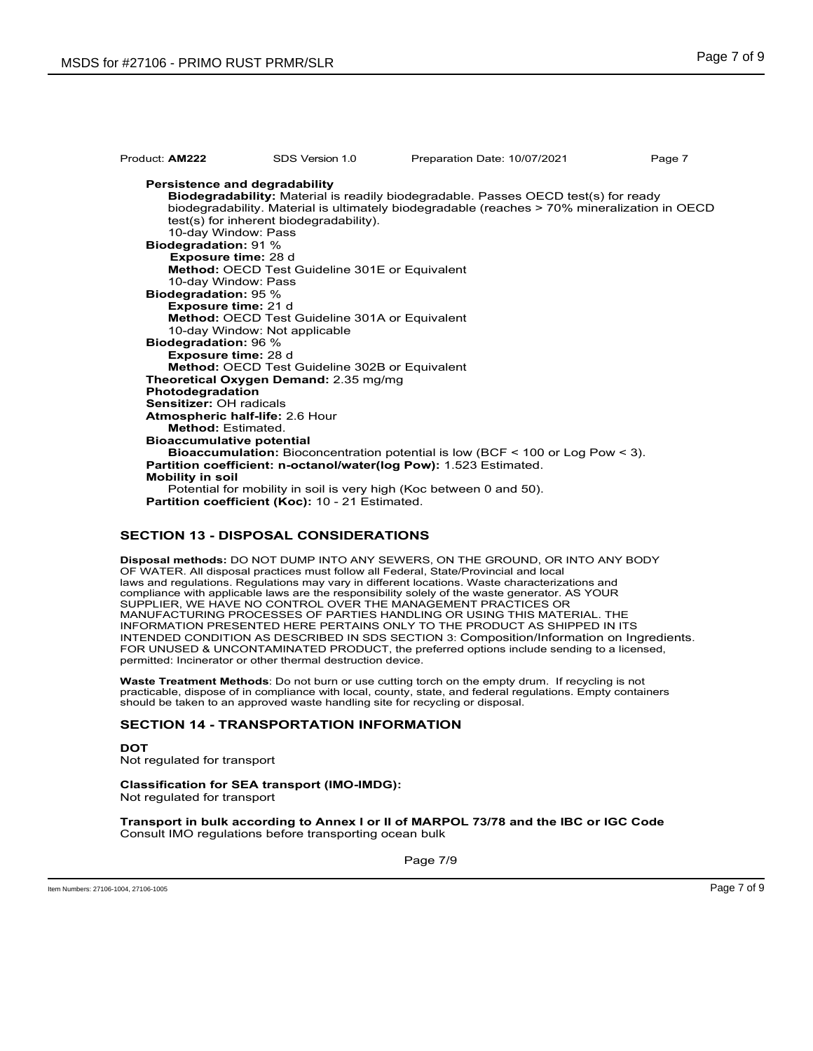Product: **AM222** SDS Version 1.0 Preparation Date: 10/07/2021

**Persistence and degradability**

**Biodegradability:** Material is readily biodegradable. Passes OECD test(s) for ready biodegradability. Material is ultimately biodegradable (reaches > 70% mineralization in OECD test(s) for inherent biodegradability).
10-day Window: Pass

**Biodegradation:** 91 %
**Exposure time:** 28 d
**Method:** OECD Test Guideline 301E or Equivalent
10-day Window: Pass

**Biodegradation:** 95 %
**Exposure time:** 21 d
**Method:** OECD Test Guideline 301A or Equivalent
10-day Window: Not applicable

**Biodegradation:** 96 %
**Exposure time:** 28 d
**Method:** OECD Test Guideline 302B or Equivalent

**Theoretical Oxygen Demand:** 2.35 mg/mg

**Photodegradation**

**Sensitizer:** OH radicals

**Atmospheric half-life:** 2.6 Hour
**Method:** Estimated.

**Bioaccumulative potential**

**Bioaccumulation:** Bioconcentration potential is low (BCF < 100 or Log Pow < 3).

**Partition coefficient: n-octanol/water(log Pow):** 1.523 Estimated.

**Mobility in soil**

Potential for mobility in soil is very high (Koc between 0 and 50).

**Partition coefficient (Koc):** 10 - 21 Estimated.

## SECTION 13 - DISPOSAL CONSIDERATIONS

**Disposal methods:** DO NOT DUMP INTO ANY SEWERS, ON THE GROUND, OR INTO ANY BODY OF WATER. All disposal practices must follow all Federal, State/Provincial and local laws and regulations. Regulations may vary in different locations. Waste characterizations and compliance with applicable laws are the responsibility solely of the waste generator. AS YOUR SUPPLIER, WE HAVE NO CONTROL OVER THE MANAGEMENT PRACTICES OR MANUFACTURING PROCESSES OF PARTIES HANDLING OR USING THIS MATERIAL. THE INFORMATION PRESENTED HERE PERTAINS ONLY TO THE PRODUCT AS SHIPPED IN ITS INTENDED CONDITION AS DESCRIBED IN SDS SECTION 3: Composition/Information on Ingredients. FOR UNUSED & UNCONTAMINATED PRODUCT, the preferred options include sending to a licensed, permitted: Incinerator or other thermal destruction device.

**Waste Treatment Methods**: Do not burn or use cutting torch on the empty drum. If recycling is not practicable, dispose of in compliance with local, county, state, and federal regulations. Empty containers should be taken to an approved waste handling site for recycling or disposal.

## SECTION 14 - TRANSPORTATION INFORMATION

**DOT**

Not regulated for transport

**Classification for SEA transport (IMO-IMDG):**

Not regulated for transport

**Transport in bulk according to Annex I or II of MARPOL 73/78 and the IBC or IGC Code**

Consult IMO regulations before transporting ocean bulk

Item Numbers: 27106-1004, 27106-1005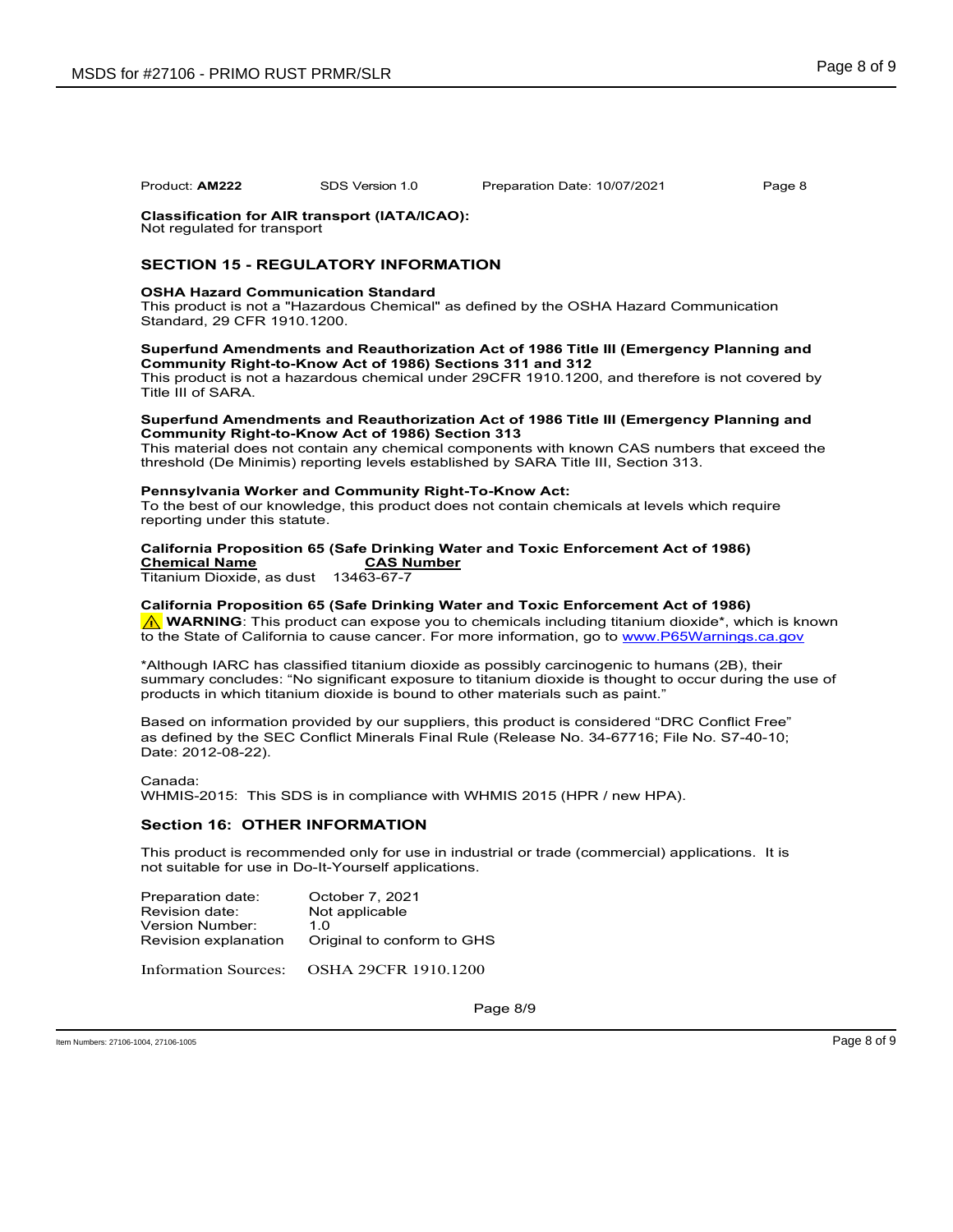Product: **AM222** SDS Version 1.0 Preparation Date: 10/07/2021 Page 8

**Classification for AIR transport (IATA/ICAO):**
Not regulated for transport

## SECTION 15 - REGULATORY INFORMATION

**OSHA Hazard Communication Standard**
This product is not a "Hazardous Chemical" as defined by the OSHA Hazard Communication Standard, 29 CFR 1910.1200.

**Superfund Amendments and Reauthorization Act of 1986 Title III (Emergency Planning and Community Right-to-Know Act of 1986) Sections 311 and 312**
This product is not a hazardous chemical under 29CFR 1910.1200, and therefore is not covered by Title III of SARA.

**Superfund Amendments and Reauthorization Act of 1986 Title III (Emergency Planning and Community Right-to-Know Act of 1986) Section 313**
This material does not contain any chemical components with known CAS numbers that exceed the threshold (De Minimis) reporting levels established by SARA Title III, Section 313.

**Pennsylvania Worker and Community Right-To-Know Act:**
To the best of our knowledge, this product does not contain chemicals at levels which require reporting under this statute.

**California Proposition 65 (Safe Drinking Water and Toxic Enforcement Act of 1986)**

| Chemical Name | CAS Number |
|---|---|
| Titanium Dioxide, as dust | 13463-67-7 |

**California Proposition 65 (Safe Drinking Water and Toxic Enforcement Act of 1986)**
⚠ **WARNING**: This product can expose you to chemicals including titanium dioxide*, which is known to the State of California to cause cancer. For more information, go to www.P65Warnings.ca.gov

*Although IARC has classified titanium dioxide as possibly carcinogenic to humans (2B), their summary concludes: "No significant exposure to titanium dioxide is thought to occur during the use of products in which titanium dioxide is bound to other materials such as paint."

Based on information provided by our suppliers, this product is considered "DRC Conflict Free" as defined by the SEC Conflict Minerals Final Rule (Release No. 34-67716; File No. S7-40-10; Date: 2012-08-22).

Canada:
WHMIS-2015: This SDS is in compliance with WHMIS 2015 (HPR / new HPA).

## Section 16: OTHER INFORMATION

This product is recommended only for use in industrial or trade (commercial) applications. It is not suitable for use in Do-It-Yourself applications.

| | |
|---|---|
| Preparation date: | October 7, 2021 |
| Revision date: | Not applicable |
| Version Number: | 1.0 |
| Revision explanation | Original to conform to GHS |
| Information Sources: | OSHA 29CFR 1910.1200 |

Item Numbers: 27106-1004, 27106-1005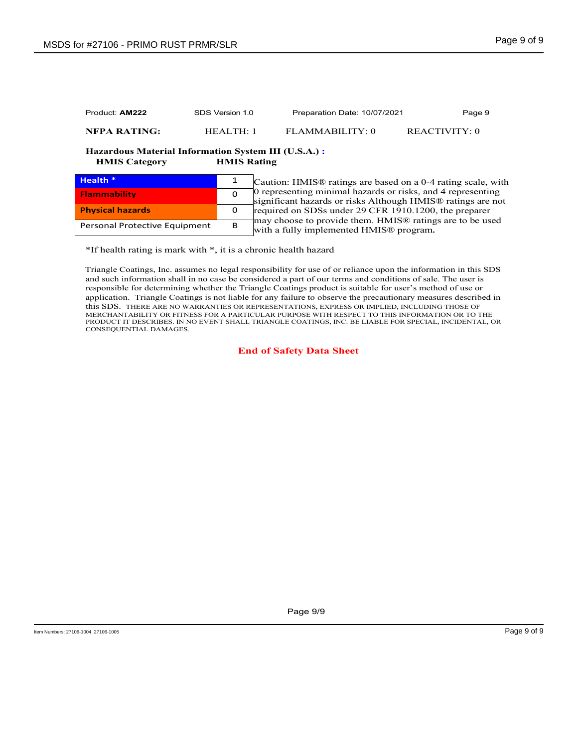Product: **AM222** SDS Version 1.0 Preparation Date: 10/07/2021

**NFPA RATING:** HEALTH: 1 FLAMMABILITY: 0 REACTIVITY: 0

**Hazardous Material Information System III (U.S.A.) :**

| HMIS Category | HMIS Rating |
|---|---|
| **Health *** | 1 |
| **Flammability** | 0 |
| **Physical hazards** | 0 |
| Personal Protective Equipment | B |

Caution: HMIS® ratings are based on a 0-4 rating scale, with 0 representing minimal hazards or risks, and 4 representing significant hazards or risks Although HMIS® ratings are not required on SDSs under 29 CFR 1910.1200, the preparer may choose to provide them. HMIS® ratings are to be used with a fully implemented HMIS® program.

*If health rating is mark with *, it is a chronic health hazard

Triangle Coatings, Inc. assumes no legal responsibility for use of or reliance upon the information in this SDS and such information shall in no case be considered a part of our terms and conditions of sale. The user is responsible for determining whether the Triangle Coatings product is suitable for user's method of use or application. Triangle Coatings is not liable for any failure to observe the precautionary measures described in this SDS. THERE ARE NO WARRANTIES OR REPRESENTATIONS, EXPRESS OR IMPLIED, INCLUDING THOSE OF MERCHANTABILITY OR FITNESS FOR A PARTICULAR PURPOSE WITH RESPECT TO THIS INFORMATION OR TO THE PRODUCT IT DESCRIBES. IN NO EVENT SHALL TRIANGLE COATINGS, INC. BE LIABLE FOR SPECIAL, INCIDENTAL, OR CONSEQUENTIAL DAMAGES.

**End of Safety Data Sheet**

Item Numbers: 27106-1004, 27106-1005